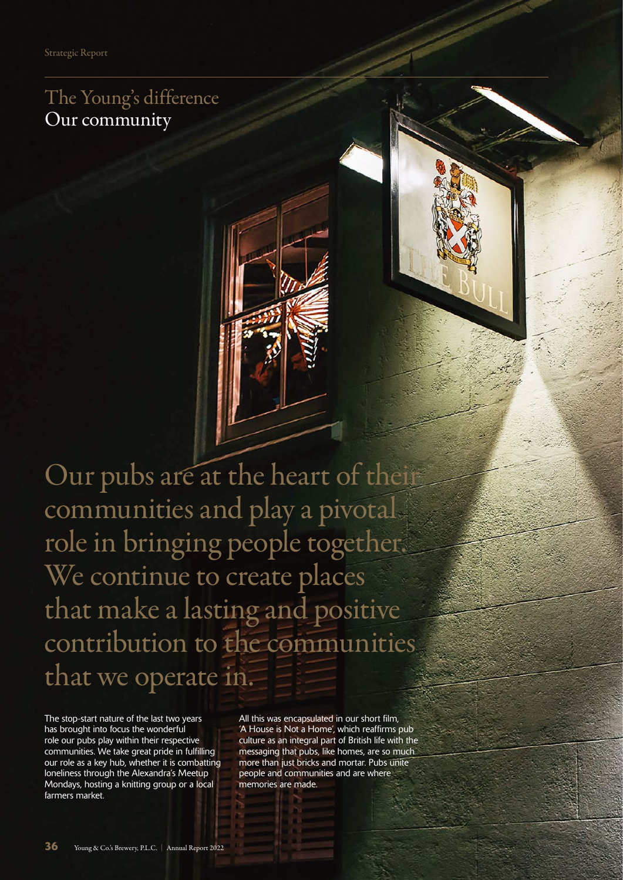## The Young's difference
# Our community

Our pubs are at the heart of their communities and play a pivotal role in bringing people together. We continue to create places that make a lasting and positive contribution to the communities that we operate in.

The stop-start nature of the last two years has brought into focus the wonderful role our pubs play within their respective communities. We take great pride in fulfilling our role as a key hub, whether it is combatting loneliness through the Alexandra's Meetup Mondays, hosting a knitting group or a local farmers market.

All this was encapsulated in our short film, 'A House is Not a Home', which reaffirms pub culture as an integral part of British life with the messaging that pubs, like homes, are so much more than just bricks and mortar. Pubs unite people and communities and are where memories are made.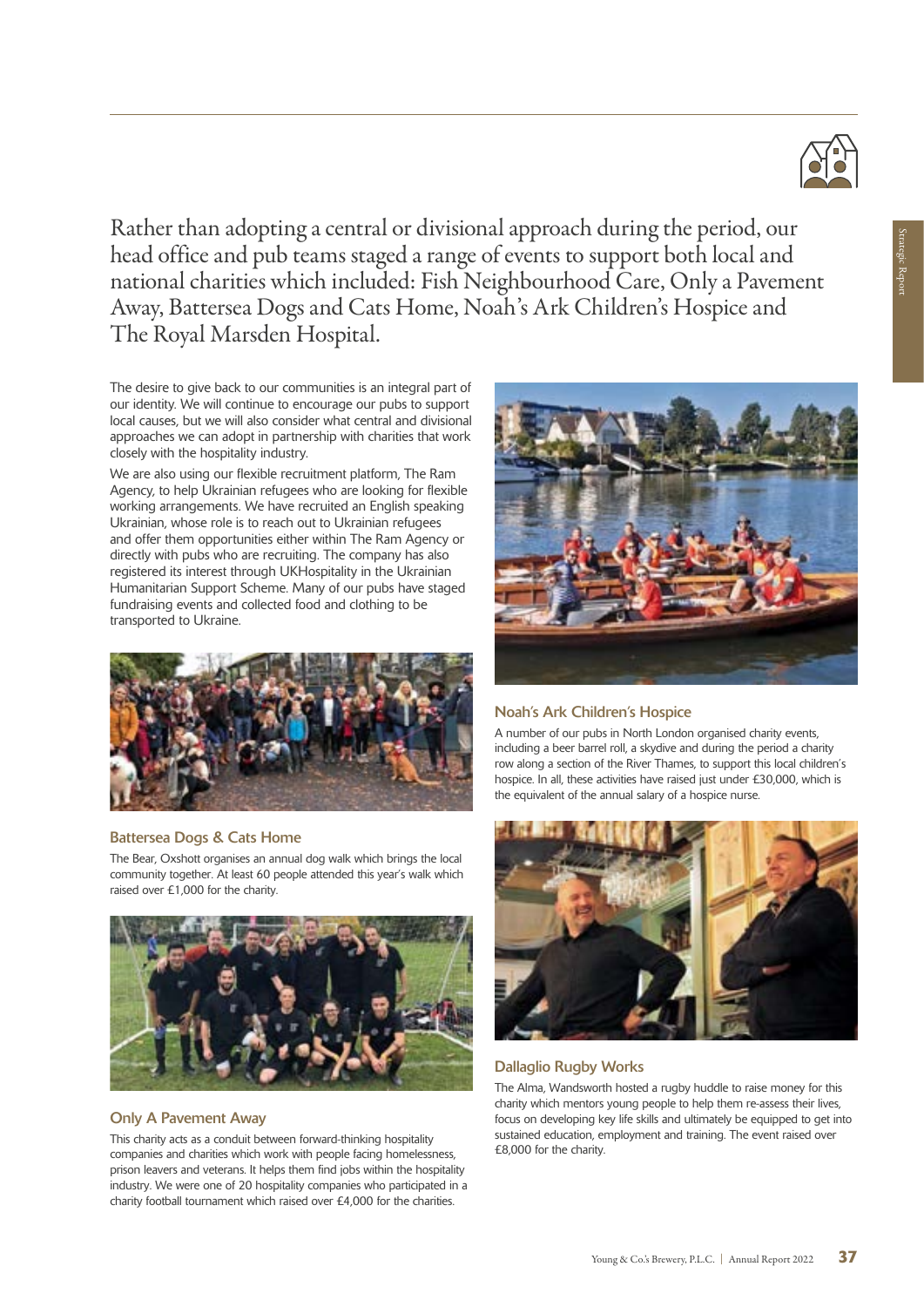Rather than adopting a central or divisional approach during the period, our head office and pub teams staged a range of events to support both local and national charities which included: Fish Neighbourhood Care, Only a Pavement Away, Battersea Dogs and Cats Home, Noah's Ark Children's Hospice and The Royal Marsden Hospital.

The desire to give back to our communities is an integral part of our identity. We will continue to encourage our pubs to support local causes, but we will also consider what central and divisional approaches we can adopt in partnership with charities that work closely with the hospitality industry.

We are also using our flexible recruitment platform, The Ram Agency, to help Ukrainian refugees who are looking for flexible working arrangements. We have recruited an English speaking Ukrainian, whose role is to reach out to Ukrainian refugees and offer them opportunities either within The Ram Agency or directly with pubs who are recruiting. The company has also registered its interest through UKHospitality in the Ukrainian Humanitarian Support Scheme. Many of our pubs have staged fundraising events and collected food and clothing to be transported to Ukraine.

### Battersea Dogs & Cats Home

The Bear, Oxshott organises an annual dog walk which brings the local community together. At least 60 people attended this year's walk which raised over £1,000 for the charity.

### Only A Pavement Away

This charity acts as a conduit between forward-thinking hospitality companies and charities which work with people facing homelessness, prison leavers and veterans. It helps them find jobs within the hospitality industry. We were one of 20 hospitality companies who participated in a charity football tournament which raised over £4,000 for the charities.

### Noah's Ark Children's Hospice

A number of our pubs in North London organised charity events, including a beer barrel roll, a skydive and during the period a charity row along a section of the River Thames, to support this local children's hospice. In all, these activities have raised just under £30,000, which is the equivalent of the annual salary of a hospice nurse.

### Dallaglio Rugby Works

The Alma, Wandsworth hosted a rugby huddle to raise money for this charity which mentors young people to help them re-assess their lives, focus on developing key life skills and ultimately be equipped to get into sustained education, employment and training. The event raised over £8,000 for the charity.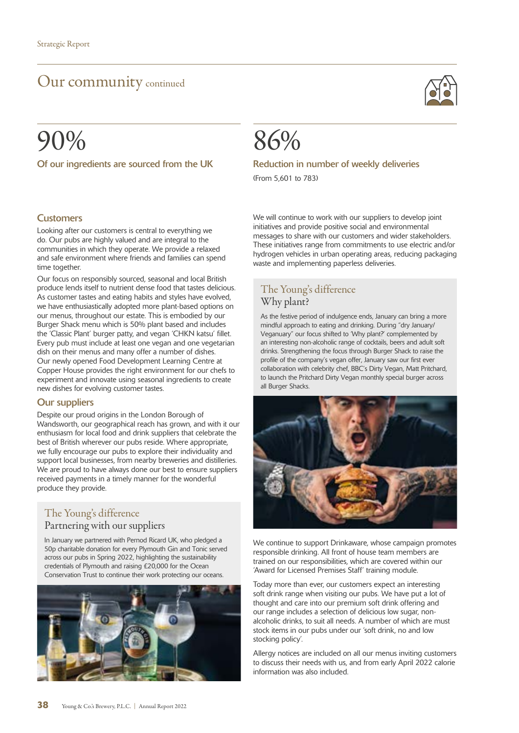# Our community continued

## 90%

**Of our ingredients are sourced from the UK**

## 86%

**Reduction in number of weekly deliveries**

(From 5,601 to 783)

### Customers

Looking after our customers is central to everything we do. Our pubs are highly valued and are integral to the communities in which they operate. We provide a relaxed and safe environment where friends and families can spend time together.

Our focus on responsibly sourced, seasonal and local British produce lends itself to nutrient dense food that tastes delicious. As customer tastes and eating habits and styles have evolved, we have enthusiastically adopted more plant-based options on our menus, throughout our estate. This is embodied by our Burger Shack menu which is 50% plant based and includes the 'Classic Plant' burger patty, and vegan 'CHKN katsu' fillet. Every pub must include at least one vegan and one vegetarian dish on their menus and many offer a number of dishes. Our newly opened Food Development Learning Centre at Copper House provides the right environment for our chefs to experiment and innovate using seasonal ingredients to create new dishes for evolving customer tastes.

### Our suppliers

Despite our proud origins in the London Borough of Wandsworth, our geographical reach has grown, and with it our enthusiasm for local food and drink suppliers that celebrate the best of British wherever our pubs reside. Where appropriate, we fully encourage our pubs to explore their individuality and support local businesses, from nearby breweries and distilleries. We are proud to have always done our best to ensure suppliers received payments in a timely manner for the wonderful produce they provide.

### The Young's difference
#### Partnering with our suppliers

In January we partnered with Pernod Ricard UK, who pledged a 50p charitable donation for every Plymouth Gin and Tonic served across our pubs in Spring 2022, highlighting the sustainability credentials of Plymouth and raising £20,000 for the Ocean Conservation Trust to continue their work protecting our oceans.

We will continue to work with our suppliers to develop joint initiatives and provide positive social and environmental messages to share with our customers and wider stakeholders. These initiatives range from commitments to use electric and/or hydrogen vehicles in urban operating areas, reducing packaging waste and implementing paperless deliveries.

### The Young's difference
#### Why plant?

As the festive period of indulgence ends, January can bring a more mindful approach to eating and drinking. During "dry January/ Veganuary" our focus shifted to 'Why plant?' complemented by an interesting non-alcoholic range of cocktails, beers and adult soft drinks. Strengthening the focus through Burger Shack to raise the profile of the company's vegan offer, January saw our first ever collaboration with celebrity chef, BBC's Dirty Vegan, Matt Pritchard, to launch the Pritchard Dirty Vegan monthly special burger across all Burger Shacks.

We continue to support Drinkaware, whose campaign promotes responsible drinking. All front of house team members are trained on our responsibilities, which are covered within our 'Award for Licensed Premises Staff' training module.

Today more than ever, our customers expect an interesting soft drink range when visiting our pubs. We have put a lot of thought and care into our premium soft drink offering and our range includes a selection of delicious low sugar, non-alcoholic drinks, to suit all needs. A number of which are must stock items in our pubs under our 'soft drink, no and low stocking policy'.

Allergy notices are included on all our menus inviting customers to discuss their needs with us, and from early April 2022 calorie information was also included.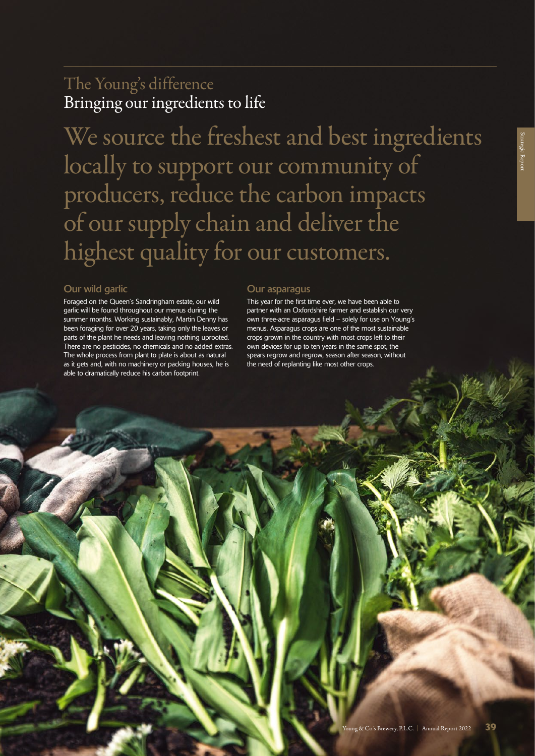## The Young's difference
# Bringing our ingredients to life

We source the freshest and best ingredients locally to support our community of producers, reduce the carbon impacts of our supply chain and deliver the highest quality for our customers.

### Our wild garlic

Foraged on the Queen's Sandringham estate, our wild garlic will be found throughout our menus during the summer months. Working sustainably, Martin Denny has been foraging for over 20 years, taking only the leaves or parts of the plant he needs and leaving nothing uprooted. There are no pesticides, no chemicals and no added extras. The whole process from plant to plate is about as natural as it gets and, with no machinery or packing houses, he is able to dramatically reduce his carbon footprint.

### Our asparagus

This year for the first time ever, we have been able to partner with an Oxfordshire farmer and establish our very own three-acre asparagus field – solely for use on Young's menus. Asparagus crops are one of the most sustainable crops grown in the country with most crops left to their own devices for up to ten years in the same spot, the spears regrow and regrow, season after season, without the need of replanting like most other crops.